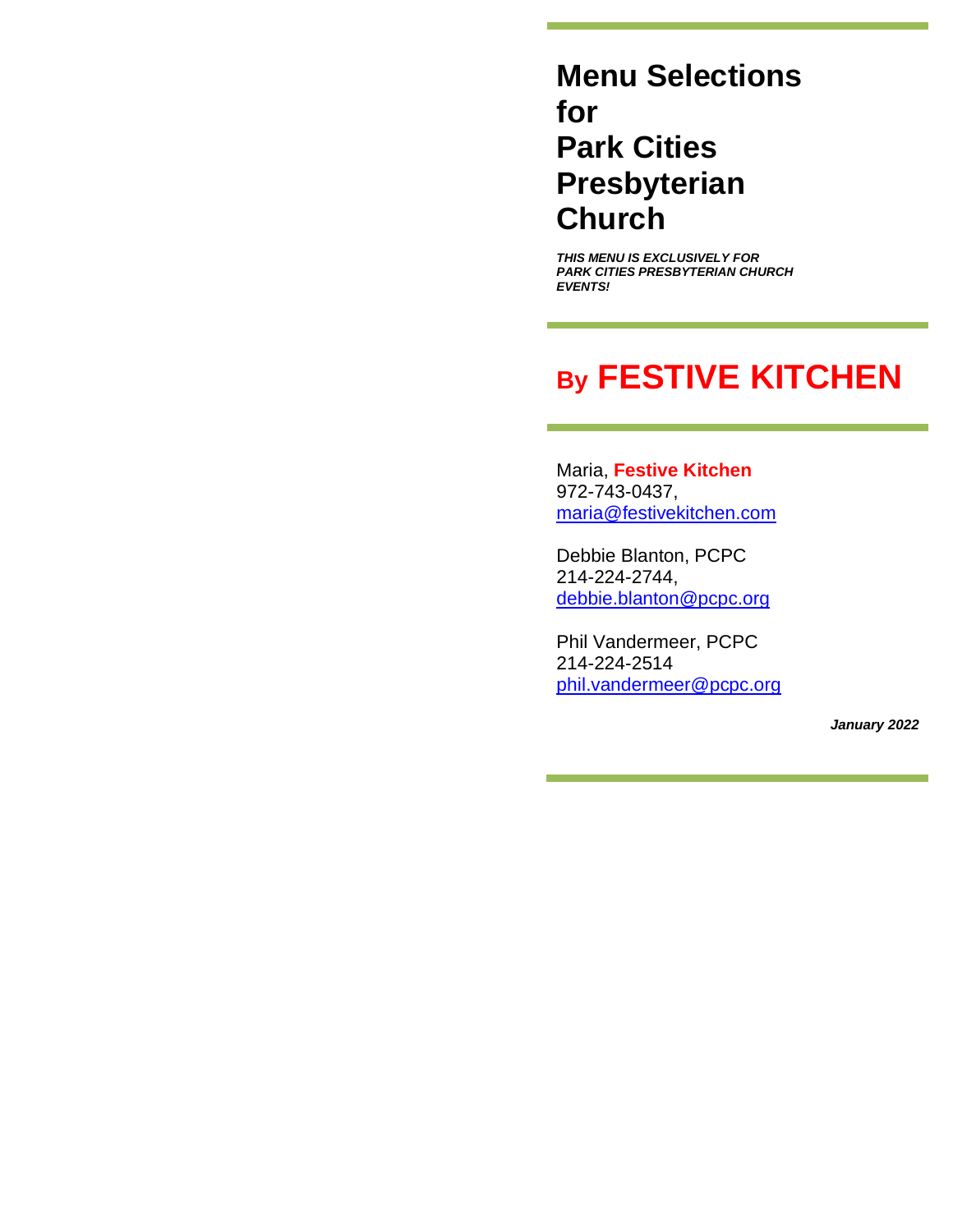# Menu Selections for Park Cities Presbyterian Church

***THIS MENU IS EXCLUSIVELY FOR PARK CITIES PRESBYTERIAN CHURCH EVENTS!***

## By FESTIVE KITCHEN

Maria, **Festive Kitchen**
972-743-0437,
maria@festivekitchen.com

Debbie Blanton, PCPC
214-224-2744,
debbie.blanton@pcpc.org

Phil Vandermeer, PCPC
214-224-2514
phil.vandermeer@pcpc.org

***January 2022***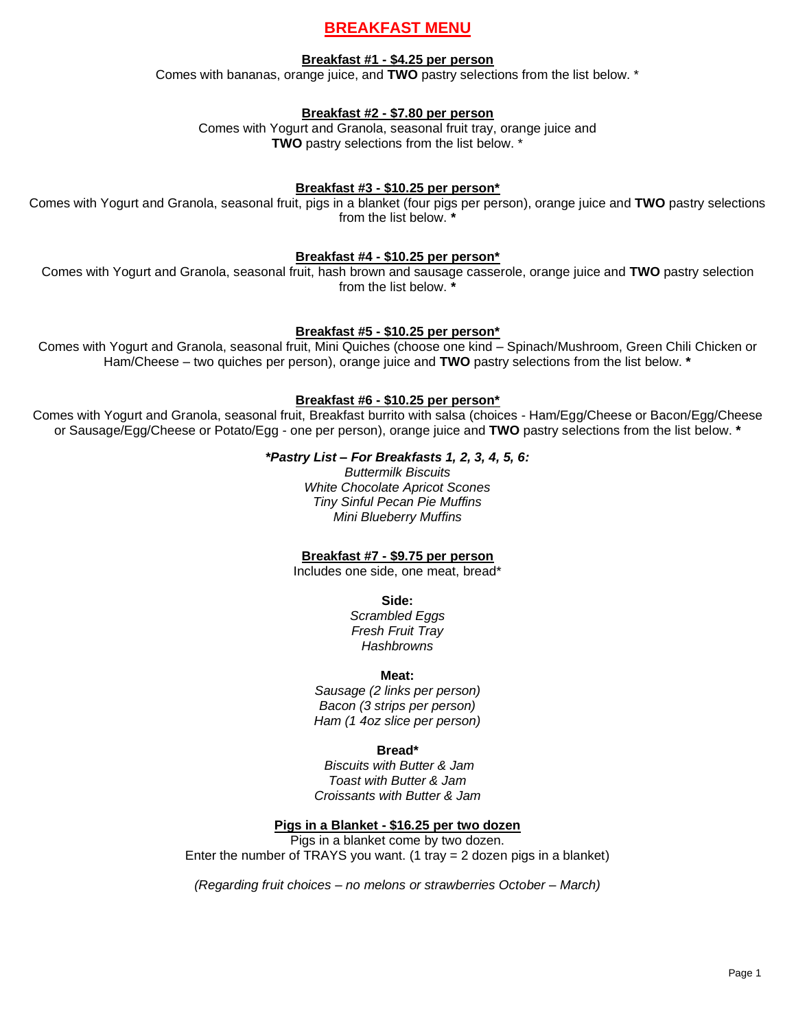# BREAKFAST MENU

**Breakfast #1 - $4.25 per person**

Comes with bananas, orange juice, and **TWO** pastry selections from the list below. *

**Breakfast #2 - $7.80 per person**

Comes with Yogurt and Granola, seasonal fruit tray, orange juice and **TWO** pastry selections from the list below. *

**Breakfast #3 - $10.25 per person***

Comes with Yogurt and Granola, seasonal fruit, pigs in a blanket (four pigs per person), orange juice and **TWO** pastry selections from the list below. *****

**Breakfast #4 - $10.25 per person***

Comes with Yogurt and Granola, seasonal fruit, hash brown and sausage casserole, orange juice and **TWO** pastry selection from the list below. *****

**Breakfast #5 - $10.25 per person***

Comes with Yogurt and Granola, seasonal fruit, Mini Quiches (choose one kind – Spinach/Mushroom, Green Chili Chicken or Ham/Cheese – two quiches per person), orange juice and **TWO** pastry selections from the list below. *****

**Breakfast #6 - $10.25 per person***

Comes with Yogurt and Granola, seasonal fruit, Breakfast burrito with salsa (choices - Ham/Egg/Cheese or Bacon/Egg/Cheese or Sausage/Egg/Cheese or Potato/Egg - one per person), orange juice and **TWO** pastry selections from the list below. *****

***\*Pastry List – For Breakfasts 1, 2, 3, 4, 5, 6:***

*Buttermilk Biscuits*
*White Chocolate Apricot Scones*
*Tiny Sinful Pecan Pie Muffins*
*Mini Blueberry Muffins*

**Breakfast #7 - $9.75 per person**

Includes one side, one meat, bread*

**Side:**

*Scrambled Eggs*
*Fresh Fruit Tray*
*Hashbrowns*

**Meat:**

*Sausage (2 links per person)*
*Bacon (3 strips per person)*
*Ham (1 4oz slice per person)*

**Bread***

*Biscuits with Butter & Jam*
*Toast with Butter & Jam*
*Croissants with Butter & Jam*

**Pigs in a Blanket - $16.25 per two dozen**

Pigs in a blanket come by two dozen.
Enter the number of TRAYS you want. (1 tray = 2 dozen pigs in a blanket)

*(Regarding fruit choices – no melons or strawberries October – March)*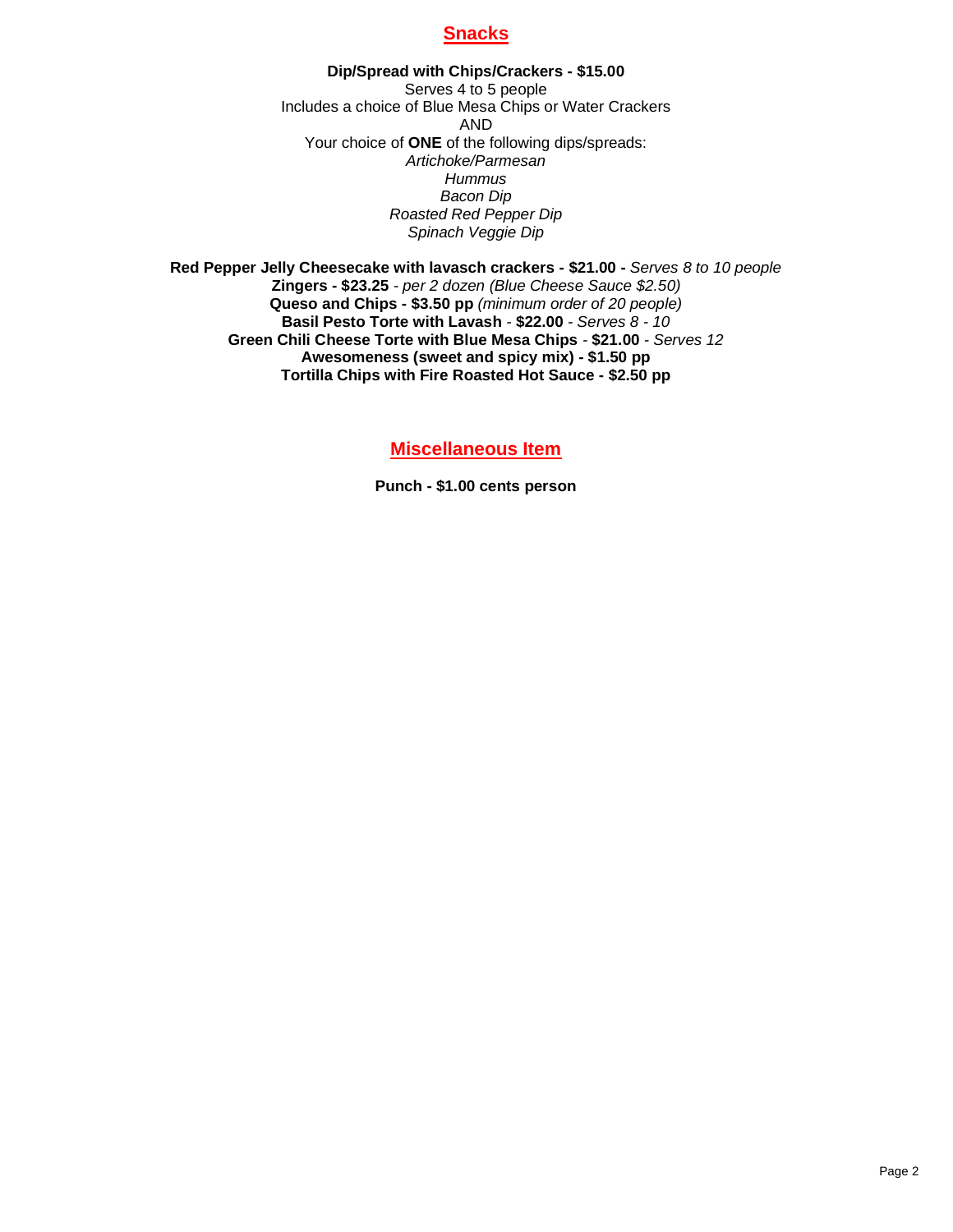## Snacks

**Dip/Spread with Chips/Crackers - $15.00**
Serves 4 to 5 people
Includes a choice of Blue Mesa Chips or Water Crackers
AND
Your choice of **ONE** of the following dips/spreads:
*Artichoke/Parmesan*
*Hummus*
*Bacon Dip*
*Roasted Red Pepper Dip*
*Spinach Veggie Dip*

**Red Pepper Jelly Cheesecake with lavasch crackers - $21.00 -** *Serves 8 to 10 people*
**Zingers - $23.25** *- per 2 dozen (Blue Cheese Sauce $2.50)*
**Queso and Chips - $3.50 pp** *(minimum order of 20 people)*
**Basil Pesto Torte with Lavash** - **$22.00** - *Serves 8 - 10*
**Green Chili Cheese Torte with Blue Mesa Chips** - **$21.00** - *Serves 12*
**Awesomeness (sweet and spicy mix) - $1.50 pp**
**Tortilla Chips with Fire Roasted Hot Sauce - $2.50 pp**

## Miscellaneous Item

**Punch - $1.00 cents person**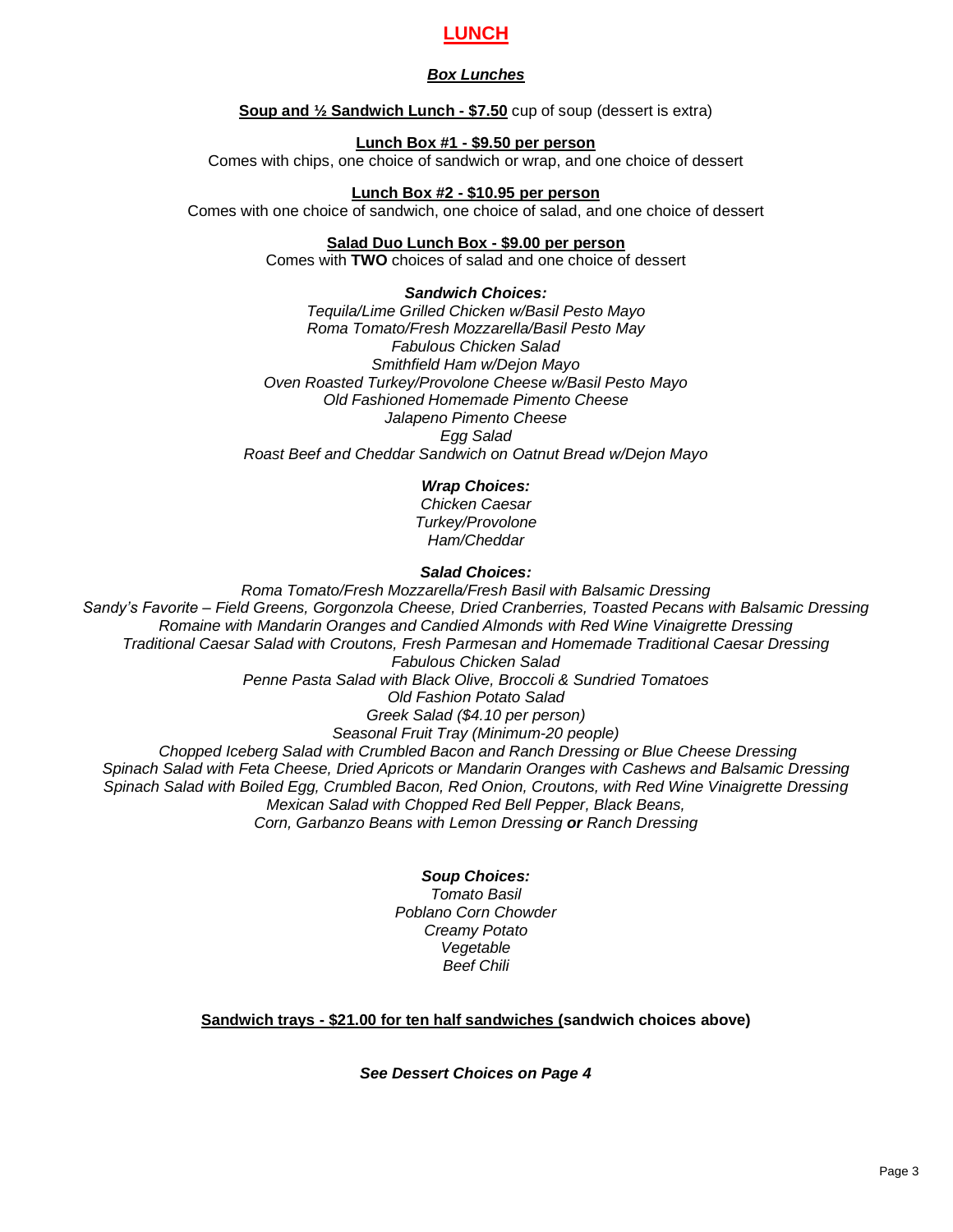# LUNCH

## *Box Lunches*

**Soup and ½ Sandwich Lunch - $7.50** cup of soup (dessert is extra)

**Lunch Box #1 - $9.50 per person**
Comes with chips, one choice of sandwich or wrap, and one choice of dessert

**Lunch Box #2 - $10.95 per person**
Comes with one choice of sandwich, one choice of salad, and one choice of dessert

**Salad Duo Lunch Box - $9.00 per person**
Comes with **TWO** choices of salad and one choice of dessert

### *Sandwich Choices:*

*Tequila/Lime Grilled Chicken w/Basil Pesto Mayo*
*Roma Tomato/Fresh Mozzarella/Basil Pesto May*
*Fabulous Chicken Salad*
*Smithfield Ham w/Dejon Mayo*
*Oven Roasted Turkey/Provolone Cheese w/Basil Pesto Mayo*
*Old Fashioned Homemade Pimento Cheese*
*Jalapeno Pimento Cheese*
*Egg Salad*
*Roast Beef and Cheddar Sandwich on Oatnut Bread w/Dejon Mayo*

### *Wrap Choices:*

*Chicken Caesar*
*Turkey/Provolone*
*Ham/Cheddar*

### *Salad Choices:*

*Roma Tomato/Fresh Mozzarella/Fresh Basil with Balsamic Dressing*
*Sandy's Favorite – Field Greens, Gorgonzola Cheese, Dried Cranberries, Toasted Pecans with Balsamic Dressing*
*Romaine with Mandarin Oranges and Candied Almonds with Red Wine Vinaigrette Dressing*
*Traditional Caesar Salad with Croutons, Fresh Parmesan and Homemade Traditional Caesar Dressing*
*Fabulous Chicken Salad*
*Penne Pasta Salad with Black Olive, Broccoli & Sundried Tomatoes*
*Old Fashion Potato Salad*
*Greek Salad ($4.10 per person)*
*Seasonal Fruit Tray (Minimum-20 people)*
*Chopped Iceberg Salad with Crumbled Bacon and Ranch Dressing or Blue Cheese Dressing*
*Spinach Salad with Feta Cheese, Dried Apricots or Mandarin Oranges with Cashews and Balsamic Dressing*
*Spinach Salad with Boiled Egg, Crumbled Bacon, Red Onion, Croutons, with Red Wine Vinaigrette Dressing*
*Mexican Salad with Chopped Red Bell Pepper, Black Beans,*
*Corn, Garbanzo Beans with Lemon Dressing **or** Ranch Dressing*

### *Soup Choices:*

*Tomato Basil*
*Poblano Corn Chowder*
*Creamy Potato*
*Vegetable*
*Beef Chili*

**Sandwich trays - $21.00 for ten half sandwiches (sandwich choices above)**

***See Dessert Choices on Page 4***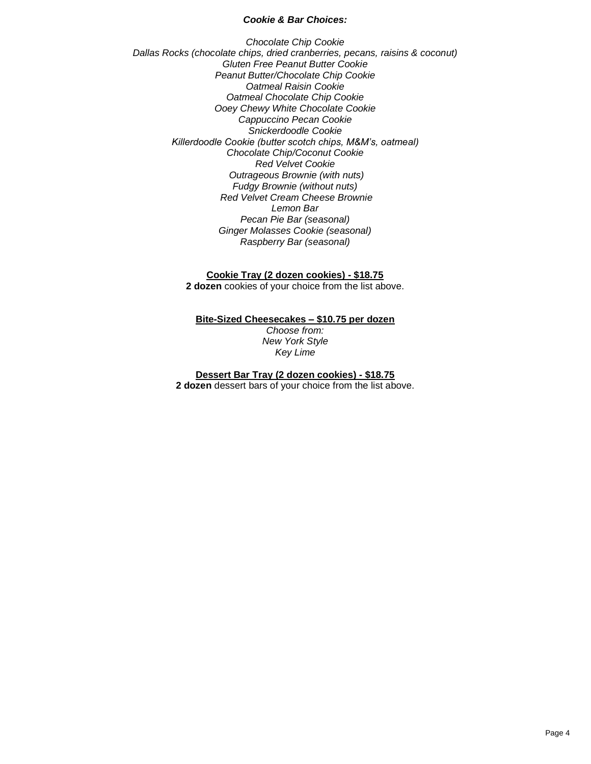***Cookie & Bar Choices:***

*Chocolate Chip Cookie*
*Dallas Rocks (chocolate chips, dried cranberries, pecans, raisins & coconut)*
*Gluten Free Peanut Butter Cookie*
*Peanut Butter/Chocolate Chip Cookie*
*Oatmeal Raisin Cookie*
*Oatmeal Chocolate Chip Cookie*
*Ooey Chewy White Chocolate Cookie*
*Cappuccino Pecan Cookie*
*Snickerdoodle Cookie*
*Killerdoodle Cookie (butter scotch chips, M&M's, oatmeal)*
*Chocolate Chip/Coconut Cookie*
*Red Velvet Cookie*
*Outrageous Brownie (with nuts)*
*Fudgy Brownie (without nuts)*
*Red Velvet Cream Cheese Brownie*
*Lemon Bar*
*Pecan Pie Bar (seasonal)*
*Ginger Molasses Cookie (seasonal)*
*Raspberry Bar (seasonal)*

**Cookie Tray (2 dozen cookies) - $18.75**
**2 dozen** cookies of your choice from the list above.

**Bite-Sized Cheesecakes – $10.75 per dozen**
*Choose from:*
*New York Style*
*Key Lime*

**Dessert Bar Tray (2 dozen cookies) - $18.75**
**2 dozen** dessert bars of your choice from the list above.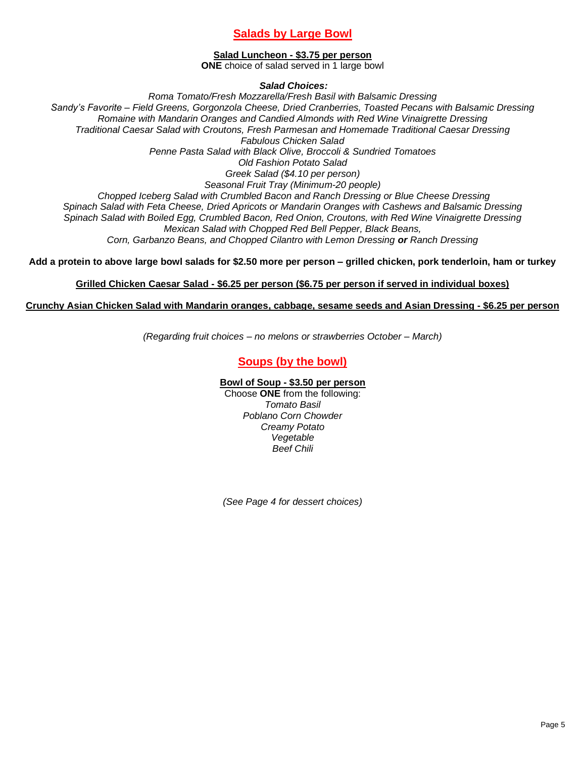## Salads by Large Bowl

**Salad Luncheon - $3.75 per person**

**ONE** choice of salad served in 1 large bowl

***Salad Choices:***

*Roma Tomato/Fresh Mozzarella/Fresh Basil with Balsamic Dressing*

*Sandy's Favorite – Field Greens, Gorgonzola Cheese, Dried Cranberries, Toasted Pecans with Balsamic Dressing*

*Romaine with Mandarin Oranges and Candied Almonds with Red Wine Vinaigrette Dressing*

*Traditional Caesar Salad with Croutons, Fresh Parmesan and Homemade Traditional Caesar Dressing*

*Fabulous Chicken Salad*

*Penne Pasta Salad with Black Olive, Broccoli & Sundried Tomatoes*

*Old Fashion Potato Salad*

*Greek Salad ($4.10 per person)*

*Seasonal Fruit Tray (Minimum-20 people)*

*Chopped Iceberg Salad with Crumbled Bacon and Ranch Dressing or Blue Cheese Dressing*

*Spinach Salad with Feta Cheese, Dried Apricots or Mandarin Oranges with Cashews and Balsamic Dressing*

*Spinach Salad with Boiled Egg, Crumbled Bacon, Red Onion, Croutons, with Red Wine Vinaigrette Dressing*

*Mexican Salad with Chopped Red Bell Pepper, Black Beans,*
*Corn, Garbanzo Beans, and Chopped Cilantro with Lemon Dressing* ***or*** *Ranch Dressing*

**Add a protein to above large bowl salads for $2.50 more per person – grilled chicken, pork tenderloin, ham or turkey**

**Grilled Chicken Caesar Salad - $6.25 per person ($6.75 per person if served in individual boxes)**

**Crunchy Asian Chicken Salad with Mandarin oranges, cabbage, sesame seeds and Asian Dressing - $6.25 per person**

*(Regarding fruit choices – no melons or strawberries October – March)*

## Soups (by the bowl)

**Bowl of Soup - $3.50 per person**

Choose **ONE** from the following:

*Tomato Basil*
*Poblano Corn Chowder*
*Creamy Potato*
*Vegetable*
*Beef Chili*

*(See Page 4 for dessert choices)*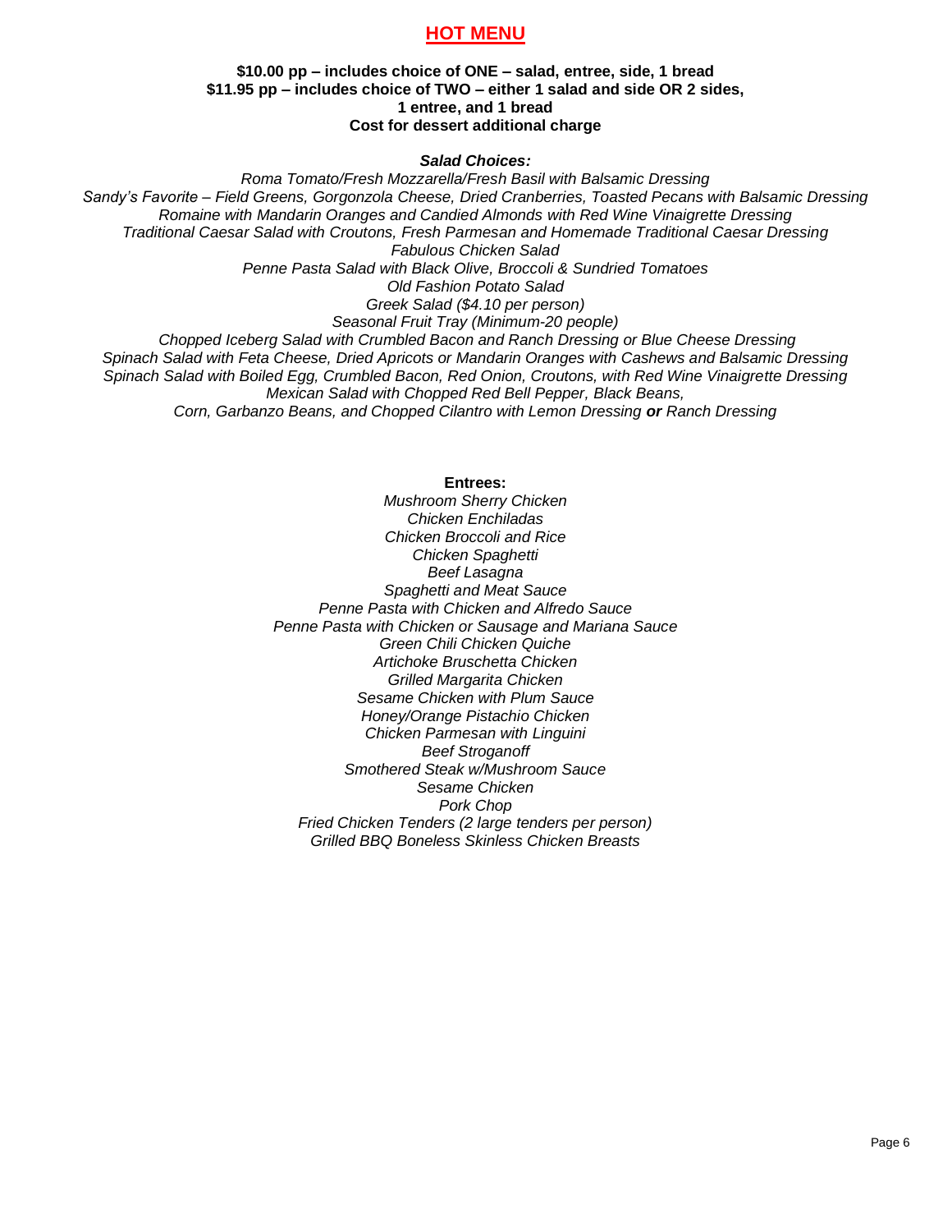# HOT MENU

**$10.00 pp – includes choice of ONE – salad, entree, side, 1 bread**
**$11.95 pp – includes choice of TWO – either 1 salad and side OR 2 sides,**
**1 entree, and 1 bread**
**Cost for dessert additional charge**

***Salad Choices:***

*Roma Tomato/Fresh Mozzarella/Fresh Basil with Balsamic Dressing*
*Sandy's Favorite – Field Greens, Gorgonzola Cheese, Dried Cranberries, Toasted Pecans with Balsamic Dressing*
*Romaine with Mandarin Oranges and Candied Almonds with Red Wine Vinaigrette Dressing*
*Traditional Caesar Salad with Croutons, Fresh Parmesan and Homemade Traditional Caesar Dressing*
*Fabulous Chicken Salad*
*Penne Pasta Salad with Black Olive, Broccoli & Sundried Tomatoes*
*Old Fashion Potato Salad*
*Greek Salad ($4.10 per person)*
*Seasonal Fruit Tray (Minimum-20 people)*
*Chopped Iceberg Salad with Crumbled Bacon and Ranch Dressing or Blue Cheese Dressing*
*Spinach Salad with Feta Cheese, Dried Apricots or Mandarin Oranges with Cashews and Balsamic Dressing*
*Spinach Salad with Boiled Egg, Crumbled Bacon, Red Onion, Croutons, with Red Wine Vinaigrette Dressing*
*Mexican Salad with Chopped Red Bell Pepper, Black Beans,*
*Corn, Garbanzo Beans, and Chopped Cilantro with Lemon Dressing* ***or*** *Ranch Dressing*

**Entrees:**

*Mushroom Sherry Chicken*
*Chicken Enchiladas*
*Chicken Broccoli and Rice*
*Chicken Spaghetti*
*Beef Lasagna*
*Spaghetti and Meat Sauce*
*Penne Pasta with Chicken and Alfredo Sauce*
*Penne Pasta with Chicken or Sausage and Mariana Sauce*
*Green Chili Chicken Quiche*
*Artichoke Bruschetta Chicken*
*Grilled Margarita Chicken*
*Sesame Chicken with Plum Sauce*
*Honey/Orange Pistachio Chicken*
*Chicken Parmesan with Linguini*
*Beef Stroganoff*
*Smothered Steak w/Mushroom Sauce*
*Sesame Chicken*
*Pork Chop*
*Fried Chicken Tenders (2 large tenders per person)*
*Grilled BBQ Boneless Skinless Chicken Breasts*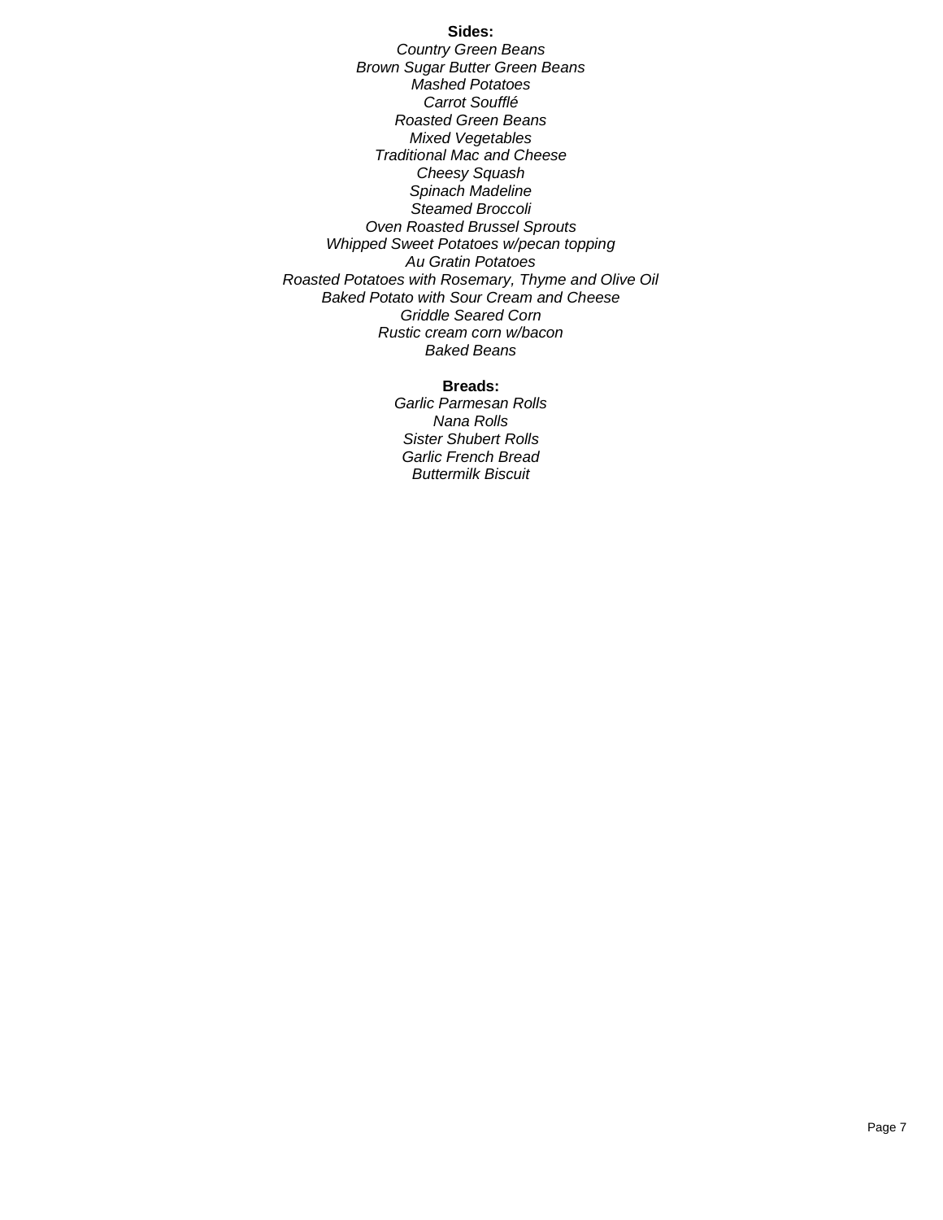**Sides:**

*Country Green Beans*
*Brown Sugar Butter Green Beans*
*Mashed Potatoes*
*Carrot Soufflé*
*Roasted Green Beans*
*Mixed Vegetables*
*Traditional Mac and Cheese*
*Cheesy Squash*
*Spinach Madeline*
*Steamed Broccoli*
*Oven Roasted Brussel Sprouts*
*Whipped Sweet Potatoes w/pecan topping*
*Au Gratin Potatoes*
*Roasted Potatoes with Rosemary, Thyme and Olive Oil*
*Baked Potato with Sour Cream and Cheese*
*Griddle Seared Corn*
*Rustic cream corn w/bacon*
*Baked Beans*

**Breads:**

*Garlic Parmesan Rolls*
*Nana Rolls*
*Sister Shubert Rolls*
*Garlic French Bread*
*Buttermilk Biscuit*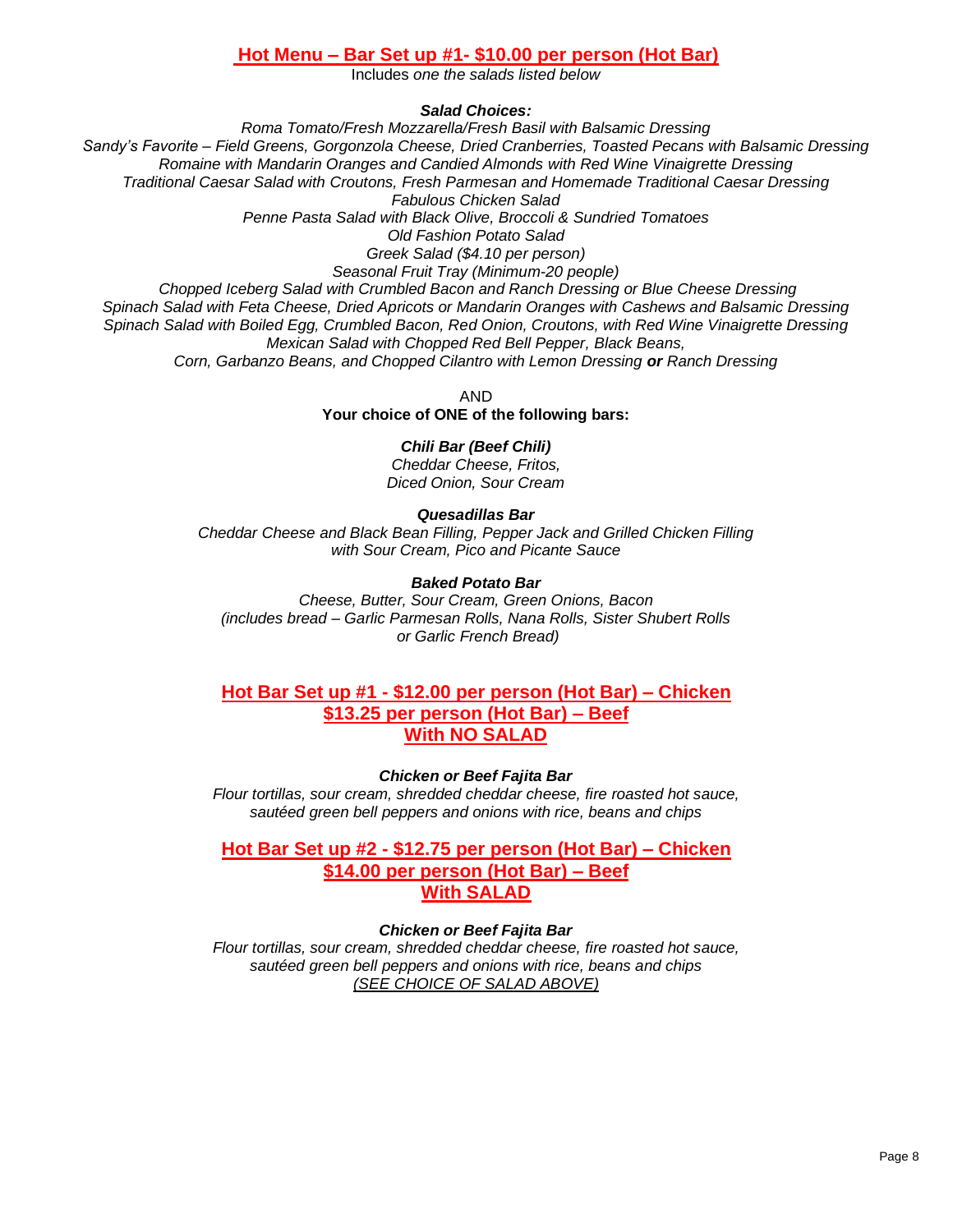## Hot Menu – Bar Set up #1- $10.00 per person (Hot Bar)

Includes *one the salads listed below*

***Salad Choices:***

*Roma Tomato/Fresh Mozzarella/Fresh Basil with Balsamic Dressing*
*Sandy's Favorite – Field Greens, Gorgonzola Cheese, Dried Cranberries, Toasted Pecans with Balsamic Dressing*
*Romaine with Mandarin Oranges and Candied Almonds with Red Wine Vinaigrette Dressing*
*Traditional Caesar Salad with Croutons, Fresh Parmesan and Homemade Traditional Caesar Dressing*
*Fabulous Chicken Salad*
*Penne Pasta Salad with Black Olive, Broccoli & Sundried Tomatoes*
*Old Fashion Potato Salad*
*Greek Salad ($4.10 per person)*
*Seasonal Fruit Tray (Minimum-20 people)*
*Chopped Iceberg Salad with Crumbled Bacon and Ranch Dressing or Blue Cheese Dressing*
*Spinach Salad with Feta Cheese, Dried Apricots or Mandarin Oranges with Cashews and Balsamic Dressing*
*Spinach Salad with Boiled Egg, Crumbled Bacon, Red Onion, Croutons, with Red Wine Vinaigrette Dressing*
*Mexican Salad with Chopped Red Bell Pepper, Black Beans,*
*Corn, Garbanzo Beans, and Chopped Cilantro with Lemon Dressing **or** Ranch Dressing*

AND

**Your choice of ONE of the following bars:**

***Chili Bar (Beef Chili)***
*Cheddar Cheese, Fritos,*
*Diced Onion, Sour Cream*

***Quesadillas Bar***
*Cheddar Cheese and Black Bean Filling, Pepper Jack and Grilled Chicken Filling*
*with Sour Cream, Pico and Picante Sauce*

***Baked Potato Bar***
*Cheese, Butter, Sour Cream, Green Onions, Bacon*
*(includes bread – Garlic Parmesan Rolls, Nana Rolls, Sister Shubert Rolls*
*or Garlic French Bread)*

## Hot Bar Set up #1 - $12.00 per person (Hot Bar) – Chicken
## $13.25 per person (Hot Bar) – Beef
## With NO SALAD

***Chicken or Beef Fajita Bar***
*Flour tortillas, sour cream, shredded cheddar cheese, fire roasted hot sauce,*
*sautéed green bell peppers and onions with rice, beans and chips*

## Hot Bar Set up #2 - $12.75 per person (Hot Bar) – Chicken
## $14.00 per person (Hot Bar) – Beef
## With SALAD

***Chicken or Beef Fajita Bar***
*Flour tortillas, sour cream, shredded cheddar cheese, fire roasted hot sauce,*
*sautéed green bell peppers and onions with rice, beans and chips*
*(SEE CHOICE OF SALAD ABOVE)*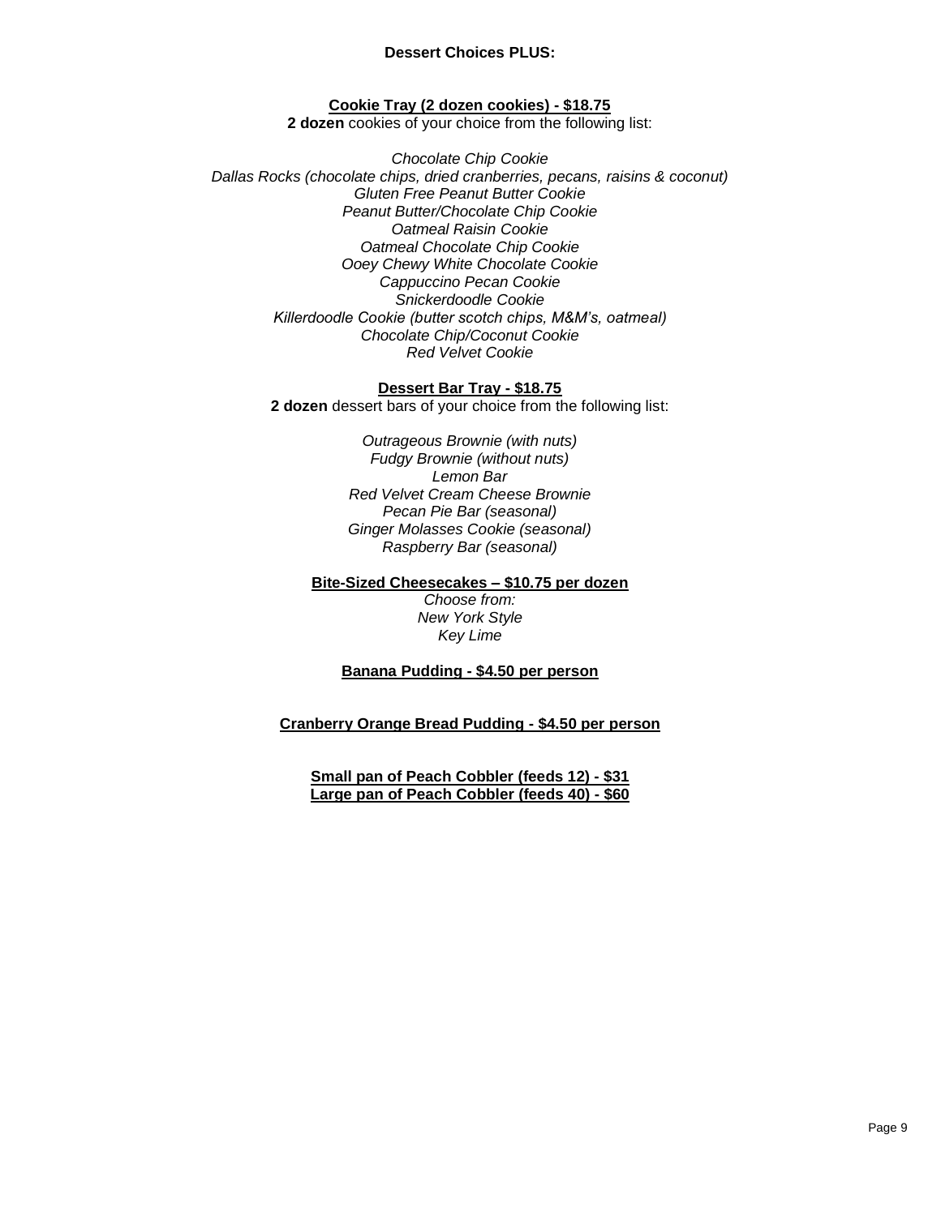**Dessert Choices PLUS:**

**Cookie Tray (2 dozen cookies) - $18.75**

**2 dozen** cookies of your choice from the following list:

*Chocolate Chip Cookie*
*Dallas Rocks (chocolate chips, dried cranberries, pecans, raisins & coconut)*
*Gluten Free Peanut Butter Cookie*
*Peanut Butter/Chocolate Chip Cookie*
*Oatmeal Raisin Cookie*
*Oatmeal Chocolate Chip Cookie*
*Ooey Chewy White Chocolate Cookie*
*Cappuccino Pecan Cookie*
*Snickerdoodle Cookie*
*Killerdoodle Cookie (butter scotch chips, M&M's, oatmeal)*
*Chocolate Chip/Coconut Cookie*
*Red Velvet Cookie*

**Dessert Bar Tray - $18.75**

**2 dozen** dessert bars of your choice from the following list:

*Outrageous Brownie (with nuts)*
*Fudgy Brownie (without nuts)*
*Lemon Bar*
*Red Velvet Cream Cheese Brownie*
*Pecan Pie Bar (seasonal)*
*Ginger Molasses Cookie (seasonal)*
*Raspberry Bar (seasonal)*

**Bite-Sized Cheesecakes – $10.75 per dozen**

*Choose from:*
*New York Style*
*Key Lime*

**Banana Pudding - $4.50 per person**

**Cranberry Orange Bread Pudding - $4.50 per person**

**Small pan of Peach Cobbler (feeds 12) - $31**
**Large pan of Peach Cobbler (feeds 40) - $60**